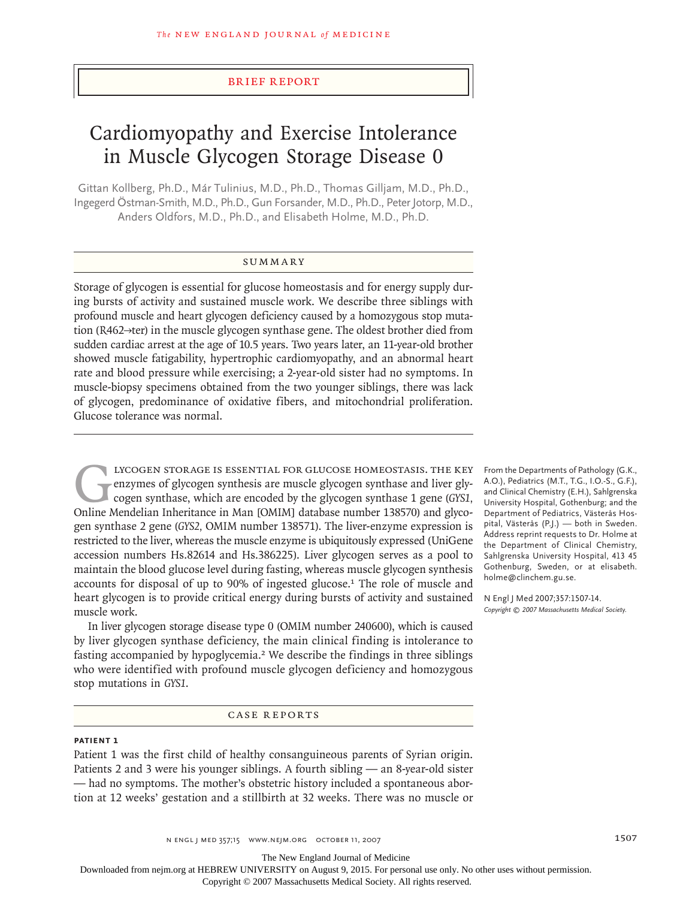BRIEF REPORT

# Cardiomyopathy and Exercise Intolerance in Muscle Glycogen Storage Disease 0

Gittan Kollberg, Ph.D., Már Tulinius, M.D., Ph.D., Thomas Gilljam, M.D., Ph.D., Ingegerd Östman-Smith, M.D., Ph.D., Gun Forsander, M.D., Ph.D., Peter Jotorp, M.D., Anders Oldfors, M.D., Ph.D., and Elisabeth Holme, M.D., Ph.D.

## SUMMARY

Storage of glycogen is essential for glucose homeostasis and for energy supply during bursts of activity and sustained muscle work. We describe three siblings with profound muscle and heart glycogen deficiency caused by a homozygous stop mutation (R462→ter) in the muscle glycogen synthase gene. The oldest brother died from sudden cardiac arrest at the age of 10.5 years. Two years later, an 11-year-old brother showed muscle fatigability, hypertrophic cardiomyopathy, and an abnormal heart rate and blood pressure while exercising; a 2-year-old sister had no symptoms. In muscle-biopsy specimens obtained from the two younger siblings, there was lack of glycogen, predominance of oxidative fibers, and mitochondrial proliferation. Glucose tolerance was normal.

Glycogen storage is essential for glucose homeostasis. The key enzymes of glycogen synthesis are muscle glycogen synthase and liver glycogen synthase, which are encoded by the glycogen synthase 1 gene (*GYS1*, Online Mendelian Inheritance in Man [OMIM] database number 138570) and glycogen synthase 2 gene (*GYS2*, OMIM number 138571). The liver-enzyme expression is restricted to the liver, whereas the muscle enzyme is ubiquitously expressed (UniGene accession numbers Hs.82614 and Hs.386225). Liver glycogen serves as a pool to maintain the blood glucose level during fasting, whereas muscle glycogen synthesis accounts for disposal of up to 90% of ingested glucose.[1] The role of muscle and heart glycogen is to provide critical energy during bursts of activity and sustained muscle work.

In liver glycogen storage disease type 0 (OMIM number 240600), which is caused by liver glycogen synthase deficiency, the main clinical finding is intolerance to fasting accompanied by hypoglycemia.[2] We describe the findings in three siblings who were identified with profound muscle glycogen deficiency and homozygous stop mutations in *GYS1*.

From the Departments of Pathology (G.K., A.O.), Pediatrics (M.T., T.G., I.O.-S., G.F.), and Clinical Chemistry (E.H.), Sahlgrenska University Hospital, Gothenburg; and the Department of Pediatrics, Västerås Hospital, Västerås (P.J.) — both in Sweden. Address reprint requests to Dr. Holme at the Department of Clinical Chemistry, Sahlgrenska University Hospital, 413 45 Gothenburg, Sweden, or at elisabeth.holme@clinchem.gu.se.

N Engl J Med 2007;357:1507-14.
*Copyright © 2007 Massachusetts Medical Society.*

## CASE REPORTS

### PATIENT 1

Patient 1 was the first child of healthy consanguineous parents of Syrian origin. Patients 2 and 3 were his younger siblings. A fourth sibling — an 8-year-old sister — had no symptoms. The mother's obstetric history included a spontaneous abortion at 12 weeks' gestation and a stillbirth at 32 weeks. There was no muscle or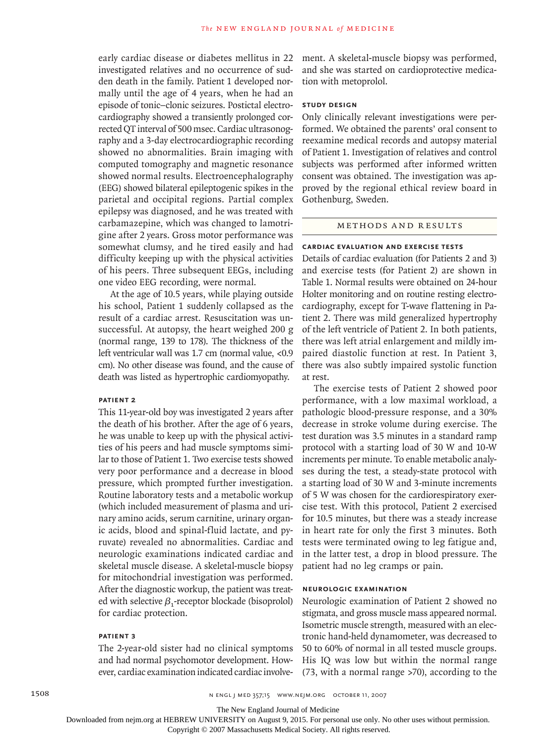early cardiac disease or diabetes mellitus in 22 investigated relatives and no occurrence of sudden death in the family. Patient 1 developed normally until the age of 4 years, when he had an episode of tonic–clonic seizures. Postictal electrocardiography showed a transiently prolonged corrected QT interval of 500 msec. Cardiac ultrasonography and a 3-day electrocardiographic recording showed no abnormalities. Brain imaging with computed tomography and magnetic resonance showed normal results. Electroencephalography (EEG) showed bilateral epileptogenic spikes in the parietal and occipital regions. Partial complex epilepsy was diagnosed, and he was treated with carbamazepine, which was changed to lamotrigine after 2 years. Gross motor performance was somewhat clumsy, and he tired easily and had difficulty keeping up with the physical activities of his peers. Three subsequent EEGs, including one video EEG recording, were normal.

At the age of 10.5 years, while playing outside his school, Patient 1 suddenly collapsed as the result of a cardiac arrest. Resuscitation was unsuccessful. At autopsy, the heart weighed 200 g (normal range, 139 to 178). The thickness of the left ventricular wall was 1.7 cm (normal value, <0.9 cm). No other disease was found, and the cause of death was listed as hypertrophic cardiomyopathy.

#### Patient 2

This 11-year-old boy was investigated 2 years after the death of his brother. After the age of 6 years, he was unable to keep up with the physical activities of his peers and had muscle symptoms similar to those of Patient 1. Two exercise tests showed very poor performance and a decrease in blood pressure, which prompted further investigation. Routine laboratory tests and a metabolic workup (which included measurement of plasma and urinary amino acids, serum carnitine, urinary organic acids, blood and spinal-fluid lactate, and pyruvate) revealed no abnormalities. Cardiac and neurologic examinations indicated cardiac and skeletal muscle disease. A skeletal-muscle biopsy for mitochondrial investigation was performed. After the diagnostic workup, the patient was treated with selective $\beta_1$-receptor blockade (bisoprolol) for cardiac protection.

#### Patient 3

The 2-year-old sister had no clinical symptoms and had normal psychomotor development. However, cardiac examination indicated cardiac involvement. A skeletal-muscle biopsy was performed, and she was started on cardioprotective medication with metoprolol.

#### Study Design

Only clinically relevant investigations were performed. We obtained the parents' oral consent to reexamine medical records and autopsy material of Patient 1. Investigation of relatives and control subjects was performed after informed written consent was obtained. The investigation was approved by the regional ethical review board in Gothenburg, Sweden.

## Methods and Results

#### Cardiac Evaluation and Exercise Tests

Details of cardiac evaluation (for Patients 2 and 3) and exercise tests (for Patient 2) are shown in Table 1. Normal results were obtained on 24-hour Holter monitoring and on routine resting electrocardiography, except for T-wave flattening in Patient 2. There was mild generalized hypertrophy of the left ventricle of Patient 2. In both patients, there was left atrial enlargement and mildly impaired diastolic function at rest. In Patient 3, there was also subtly impaired systolic function at rest.

The exercise tests of Patient 2 showed poor performance, with a low maximal workload, a pathologic blood-pressure response, and a 30% decrease in stroke volume during exercise. The test duration was 3.5 minutes in a standard ramp protocol with a starting load of 30 W and 10-W increments per minute. To enable metabolic analyses during the test, a steady-state protocol with a starting load of 30 W and 3-minute increments of 5 W was chosen for the cardiorespiratory exercise test. With this protocol, Patient 2 exercised for 10.5 minutes, but there was a steady increase in heart rate for only the first 3 minutes. Both tests were terminated owing to leg fatigue and, in the latter test, a drop in blood pressure. The patient had no leg cramps or pain.

#### Neurologic Examination

Neurologic examination of Patient 2 showed no stigmata, and gross muscle mass appeared normal. Isometric muscle strength, measured with an electronic hand-held dynamometer, was decreased to 50 to 60% of normal in all tested muscle groups. His IQ was low but within the normal range (73, with a normal range >70), according to the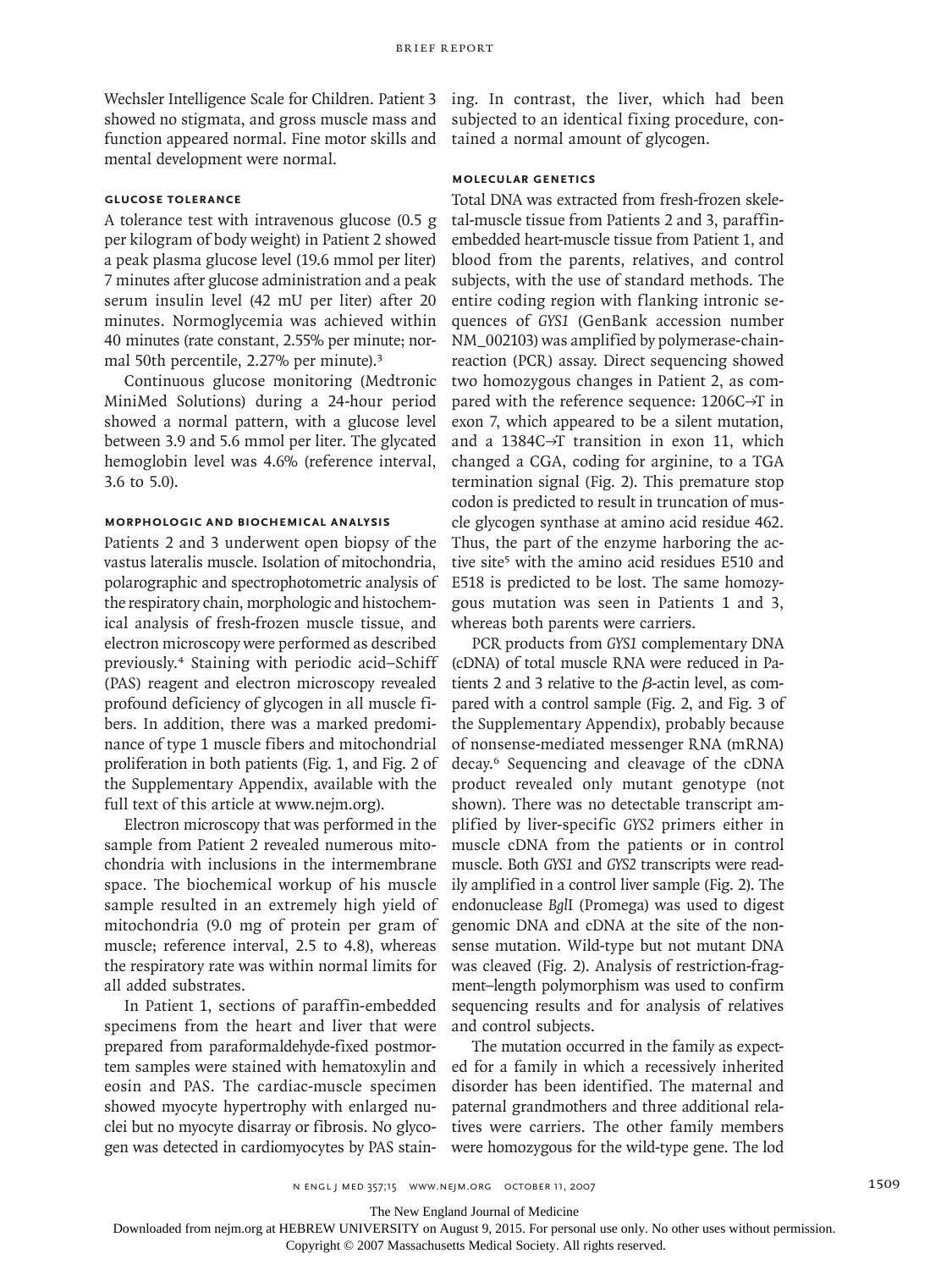Wechsler Intelligence Scale for Children. Patient 3 showed no stigmata, and gross muscle mass and function appeared normal. Fine motor skills and mental development were normal.

### GLUCOSE TOLERANCE

A tolerance test with intravenous glucose (0.5 g per kilogram of body weight) in Patient 2 showed a peak plasma glucose level (19.6 mmol per liter) 7 minutes after glucose administration and a peak serum insulin level (42 mU per liter) after 20 minutes. Normoglycemia was achieved within 40 minutes (rate constant, 2.55% per minute; normal 50th percentile, 2.27% per minute).[3]

Continuous glucose monitoring (Medtronic MiniMed Solutions) during a 24-hour period showed a normal pattern, with a glucose level between 3.9 and 5.6 mmol per liter. The glycated hemoglobin level was 4.6% (reference interval, 3.6 to 5.0).

### MORPHOLOGIC AND BIOCHEMICAL ANALYSIS

Patients 2 and 3 underwent open biopsy of the vastus lateralis muscle. Isolation of mitochondria, polarographic and spectrophotometric analysis of the respiratory chain, morphologic and histochemical analysis of fresh-frozen muscle tissue, and electron microscopy were performed as described previously.[4] Staining with periodic acid–Schiff (PAS) reagent and electron microscopy revealed profound deficiency of glycogen in all muscle fibers. In addition, there was a marked predominance of type 1 muscle fibers and mitochondrial proliferation in both patients (Fig. 1, and Fig. 2 of the Supplementary Appendix, available with the full text of this article at www.nejm.org).

Electron microscopy that was performed in the sample from Patient 2 revealed numerous mitochondria with inclusions in the intermembrane space. The biochemical workup of his muscle sample resulted in an extremely high yield of mitochondria (9.0 mg of protein per gram of muscle; reference interval, 2.5 to 4.8), whereas the respiratory rate was within normal limits for all added substrates.

In Patient 1, sections of paraffin-embedded specimens from the heart and liver that were prepared from paraformaldehyde-fixed postmortem samples were stained with hematoxylin and eosin and PAS. The cardiac-muscle specimen showed myocyte hypertrophy with enlarged nuclei but no myocyte disarray or fibrosis. No glycogen was detected in cardiomyocytes by PAS staining. In contrast, the liver, which had been subjected to an identical fixing procedure, contained a normal amount of glycogen.

### MOLECULAR GENETICS

Total DNA was extracted from fresh-frozen skeletal-muscle tissue from Patients 2 and 3, paraffin-embedded heart-muscle tissue from Patient 1, and blood from the parents, relatives, and control subjects, with the use of standard methods. The entire coding region with flanking intronic sequences of *GYS1* (GenBank accession number NM_002103) was amplified by polymerase-chain-reaction (PCR) assay. Direct sequencing showed two homozygous changes in Patient 2, as compared with the reference sequence: 1206C→T in exon 7, which appeared to be a silent mutation, and a 1384C→T transition in exon 11, which changed a CGA, coding for arginine, to a TGA termination signal (Fig. 2). This premature stop codon is predicted to result in truncation of muscle glycogen synthase at amino acid residue 462. Thus, the part of the enzyme harboring the active site[5] with the amino acid residues E510 and E518 is predicted to be lost. The same homozygous mutation was seen in Patients 1 and 3, whereas both parents were carriers.

PCR products from *GYS1* complementary DNA (cDNA) of total muscle RNA were reduced in Patients 2 and 3 relative to the $\beta$-actin level, as compared with a control sample (Fig. 2, and Fig. 3 of the Supplementary Appendix), probably because of nonsense-mediated messenger RNA (mRNA) decay.[6] Sequencing and cleavage of the cDNA product revealed only mutant genotype (not shown). There was no detectable transcript amplified by liver-specific *GYS2* primers either in muscle cDNA from the patients or in control muscle. Both *GYS1* and *GYS2* transcripts were readily amplified in a control liver sample (Fig. 2). The endonuclease *Bgl*I (Promega) was used to digest genomic DNA and cDNA at the site of the nonsense mutation. Wild-type but not mutant DNA was cleaved (Fig. 2). Analysis of restriction-fragment–length polymorphism was used to confirm sequencing results and for analysis of relatives and control subjects.

The mutation occurred in the family as expected for a family in which a recessively inherited disorder has been identified. The maternal and paternal grandmothers and three additional relatives were carriers. The other family members were homozygous for the wild-type gene. The lod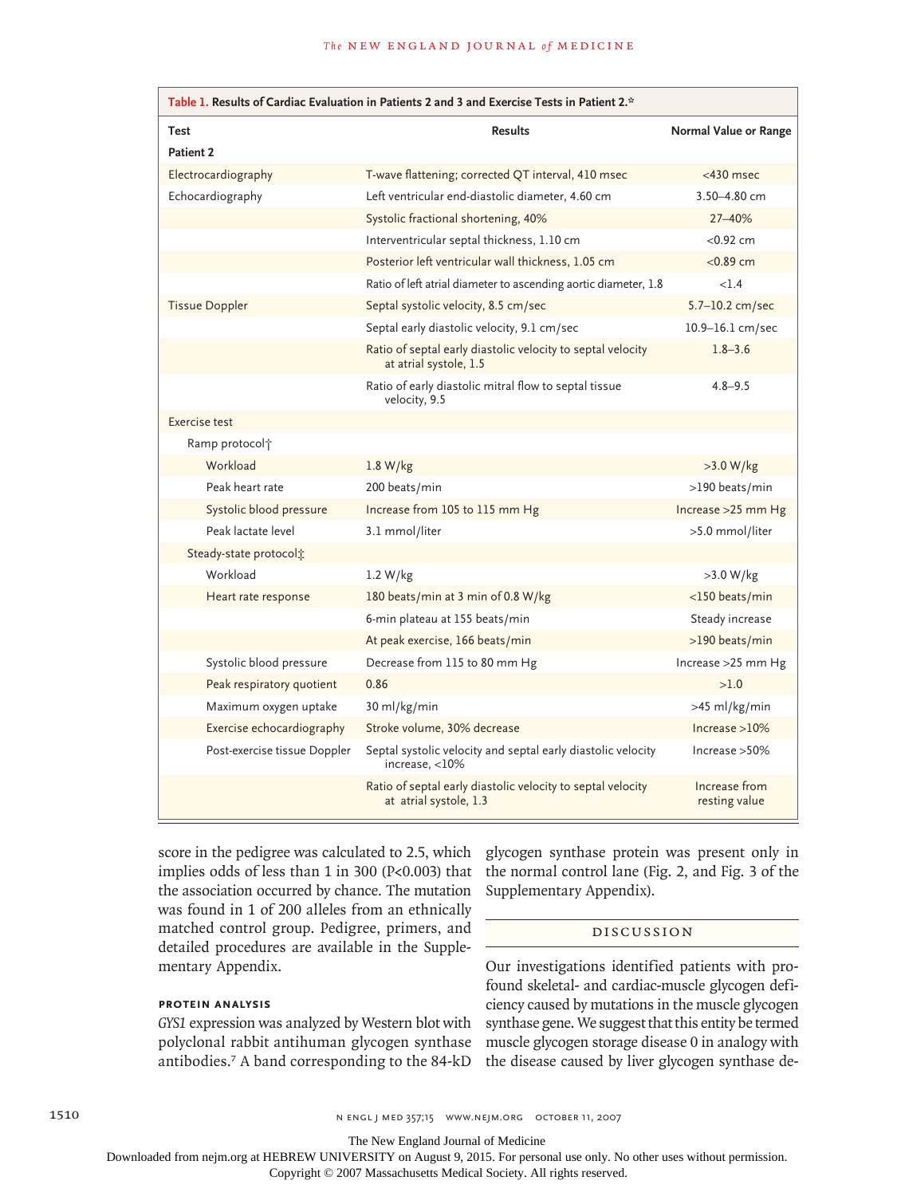**Table 1. Results of Cardiac Evaluation in Patients 2 and 3 and Exercise Tests in Patient 2.***

| Test | Results | Normal Value or Range |
|---|---|---|
| **Patient 2** | | |
| Electrocardiography | T-wave flattening; corrected QT interval, 410 msec | <430 msec |
| Echocardiography | Left ventricular end-diastolic diameter, 4.60 cm | 3.50–4.80 cm |
| | Systolic fractional shortening, 40% | 27–40% |
| | Interventricular septal thickness, 1.10 cm | <0.92 cm |
| | Posterior left ventricular wall thickness, 1.05 cm | <0.89 cm |
| | Ratio of left atrial diameter to ascending aortic diameter, 1.8 | <1.4 |
| Tissue Doppler | Septal systolic velocity, 8.5 cm/sec | 5.7–10.2 cm/sec |
| | Septal early diastolic velocity, 9.1 cm/sec | 10.9–16.1 cm/sec |
| | Ratio of septal early diastolic velocity to septal velocity at atrial systole, 1.5 | 1.8–3.6 |
| | Ratio of early diastolic mitral flow to septal tissue velocity, 9.5 | 4.8–9.5 |
| Exercise test | | |
| Ramp protocol† | | |
| Workload | 1.8 W/kg | >3.0 W/kg |
| Peak heart rate | 200 beats/min | >190 beats/min |
| Systolic blood pressure | Increase from 105 to 115 mm Hg | Increase >25 mm Hg |
| Peak lactate level | 3.1 mmol/liter | >5.0 mmol/liter |
| Steady-state protocol‡ | | |
| Workload | 1.2 W/kg | >3.0 W/kg |
| Heart rate response | 180 beats/min at 3 min of 0.8 W/kg | <150 beats/min |
| | 6-min plateau at 155 beats/min | Steady increase |
| | At peak exercise, 166 beats/min | >190 beats/min |
| Systolic blood pressure | Decrease from 115 to 80 mm Hg | Increase >25 mm Hg |
| Peak respiratory quotient | 0.86 | >1.0 |
| Maximum oxygen uptake | 30 ml/kg/min | >45 ml/kg/min |
| Exercise echocardiography | Stroke volume, 30% decrease | Increase >10% |
| Post-exercise tissue Doppler | Septal systolic velocity and septal early diastolic velocity increase, <10% | Increase >50% |
| | Ratio of septal early diastolic velocity to septal velocity at atrial systole, 1.3 | Increase from resting value |

score in the pedigree was calculated to 2.5, which implies odds of less than 1 in 300 ($P<0.003$) that the association occurred by chance. The mutation was found in 1 of 200 alleles from an ethnically matched control group. Pedigree, primers, and detailed procedures are available in the Supplementary Appendix.

#### PROTEIN ANALYSIS

*GYS1* expression was analyzed by Western blot with polyclonal rabbit antihuman glycogen synthase antibodies.[7] A band corresponding to the 84-kD glycogen synthase protein was present only in the normal control lane (Fig. 2, and Fig. 3 of the Supplementary Appendix).

## DISCUSSION

Our investigations identified patients with profound skeletal- and cardiac-muscle glycogen deficiency caused by mutations in the muscle glycogen synthase gene. We suggest that this entity be termed muscle glycogen storage disease 0 in analogy with the disease caused by liver glycogen synthase de-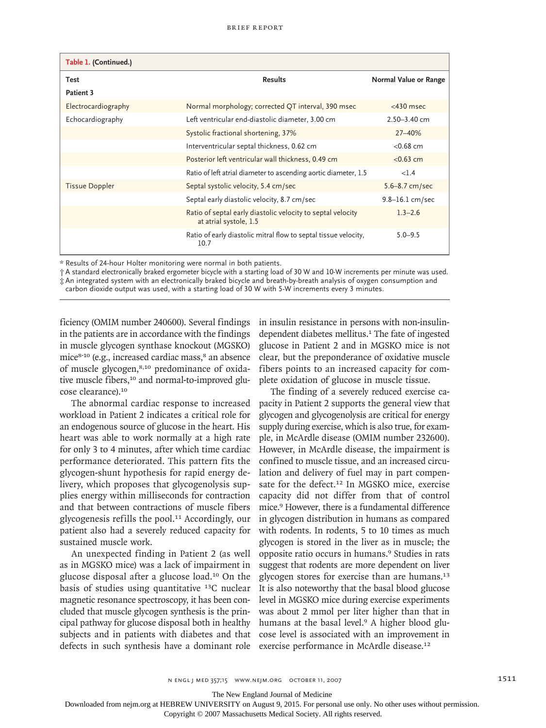**Table 1. (Continued.)**

| Test | Results | Normal Value or Range |
|---|---|---|
| **Patient 3** | | |
| Electrocardiography | Normal morphology; corrected QT interval, 390 msec | <430 msec |
| Echocardiography | Left ventricular end-diastolic diameter, 3.00 cm | 2.50–3.40 cm |
| | Systolic fractional shortening, 37% | 27–40% |
| | Interventricular septal thickness, 0.62 cm | <0.68 cm |
| | Posterior left ventricular wall thickness, 0.49 cm | <0.63 cm |
| | Ratio of left atrial diameter to ascending aortic diameter, 1.5 | <1.4 |
| Tissue Doppler | Septal systolic velocity, 5.4 cm/sec | 5.6–8.7 cm/sec |
| | Septal early diastolic velocity, 8.7 cm/sec | 9.8–16.1 cm/sec |
| | Ratio of septal early diastolic velocity to septal velocity at atrial systole, 1.5 | 1.3–2.6 |
| | Ratio of early diastolic mitral flow to septal tissue velocity, 10.7 | 5.0–9.5 |

* Results of 24-hour Holter monitoring were normal in both patients.

† A standard electronically braked ergometer bicycle with a starting load of 30 W and 10-W increments per minute was used.

‡ An integrated system with an electronically braked bicycle and breath-by-breath analysis of oxygen consumption and carbon dioxide output was used, with a starting load of 30 W with 5-W increments every 3 minutes.

ficiency (OMIM number 240600). Several findings in the patients are in accordance with the findings in muscle glycogen synthase knockout (MGSKO) mice[8-10] (e.g., increased cardiac mass,[8] an absence of muscle glycogen,[8,10] predominance of oxidative muscle fibers,[10] and normal-to-improved glucose clearance).[10]

The abnormal cardiac response to increased workload in Patient 2 indicates a critical role for an endogenous source of glucose in the heart. His heart was able to work normally at a high rate for only 3 to 4 minutes, after which time cardiac performance deteriorated. This pattern fits the glycogen-shunt hypothesis for rapid energy delivery, which proposes that glycogenolysis supplies energy within milliseconds for contraction and that between contractions of muscle fibers glycogenesis refills the pool.[11] Accordingly, our patient also had a severely reduced capacity for sustained muscle work.

An unexpected finding in Patient 2 (as well as in MGSKO mice) was a lack of impairment in glucose disposal after a glucose load.[10] On the basis of studies using quantitative $^{13}C$ nuclear magnetic resonance spectroscopy, it has been concluded that muscle glycogen synthesis is the principal pathway for glucose disposal both in healthy subjects and in patients with diabetes and that defects in such synthesis have a dominant role in insulin resistance in persons with non-insulin-dependent diabetes mellitus.[1] The fate of ingested glucose in Patient 2 and in MGSKO mice is not clear, but the preponderance of oxidative muscle fibers points to an increased capacity for complete oxidation of glucose in muscle tissue.

The finding of a severely reduced exercise capacity in Patient 2 supports the general view that glycogen and glycogenolysis are critical for energy supply during exercise, which is also true, for example, in McArdle disease (OMIM number 232600). However, in McArdle disease, the impairment is confined to muscle tissue, and an increased circulation and delivery of fuel may in part compensate for the defect.[12] In MGSKO mice, exercise capacity did not differ from that of control mice.[9] However, there is a fundamental difference in glycogen distribution in humans as compared with rodents. In rodents, 5 to 10 times as much glycogen is stored in the liver as in muscle; the opposite ratio occurs in humans.[9] Studies in rats suggest that rodents are more dependent on liver glycogen stores for exercise than are humans.[13] It is also noteworthy that the basal blood glucose level in MGSKO mice during exercise experiments was about 2 mmol per liter higher than that in humans at the basal level.[9] A higher blood glucose level is associated with an improvement in exercise performance in McArdle disease.[12]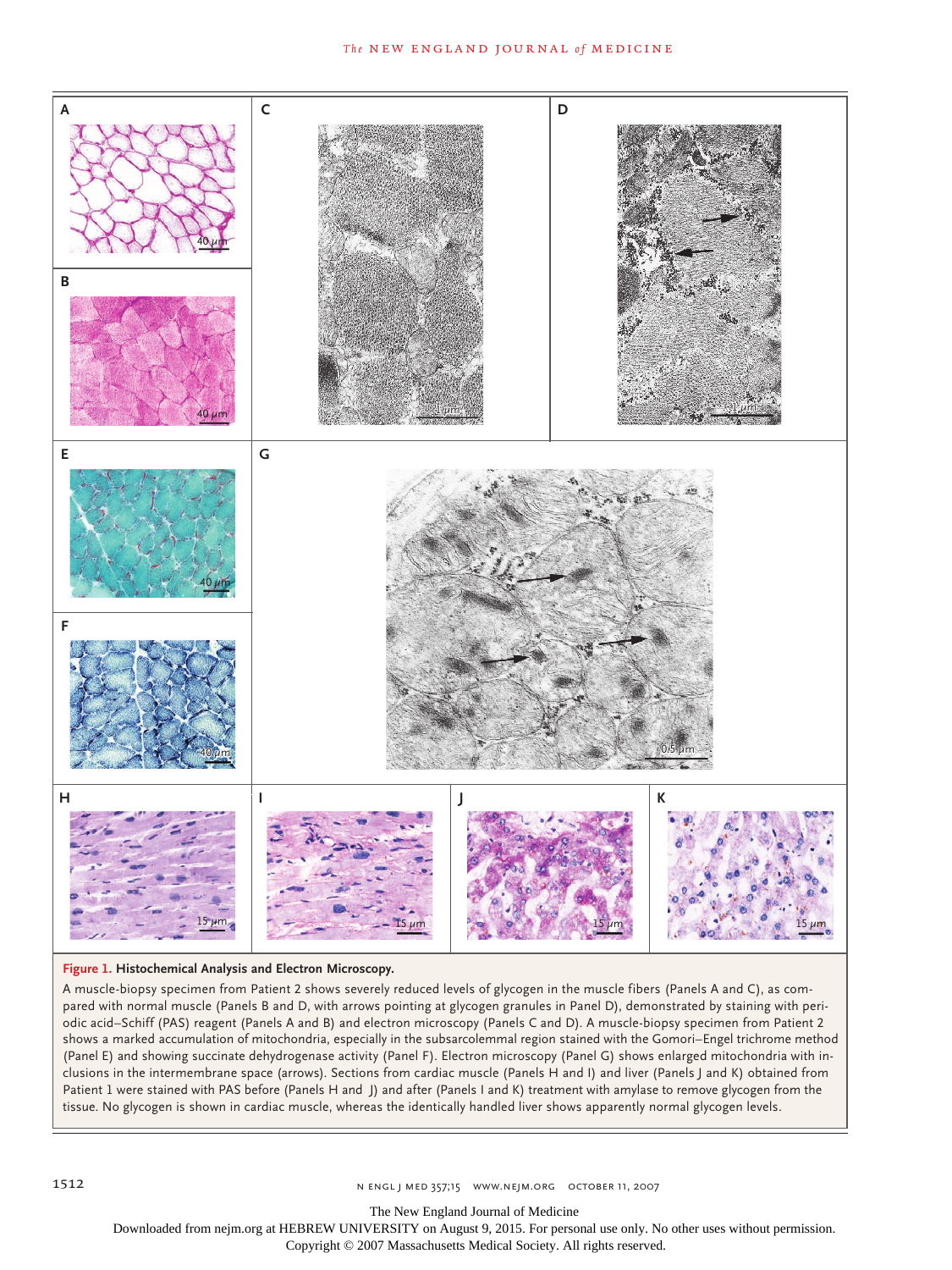**Figure 1. Histochemical Analysis and Electron Microscopy.**

A muscle-biopsy specimen from Patient 2 shows severely reduced levels of glycogen in the muscle fibers (Panels A and C), as compared with normal muscle (Panels B and D, with arrows pointing at glycogen granules in Panel D), demonstrated by staining with periodic acid–Schiff (PAS) reagent (Panels A and B) and electron microscopy (Panels C and D). A muscle-biopsy specimen from Patient 2 shows a marked accumulation of mitochondria, especially in the subsarcolemmal region stained with the Gomori–Engel trichrome method (Panel E) and showing succinate dehydrogenase activity (Panel F). Electron microscopy (Panel G) shows enlarged mitochondria with inclusions in the intermembrane space (arrows). Sections from cardiac muscle (Panels H and I) and liver (Panels J and K) obtained from Patient 1 were stained with PAS before (Panels H and J) and after (Panels I and K) treatment with amylase to remove glycogen from the tissue. No glycogen is shown in cardiac muscle, whereas the identically handled liver shows apparently normal glycogen levels.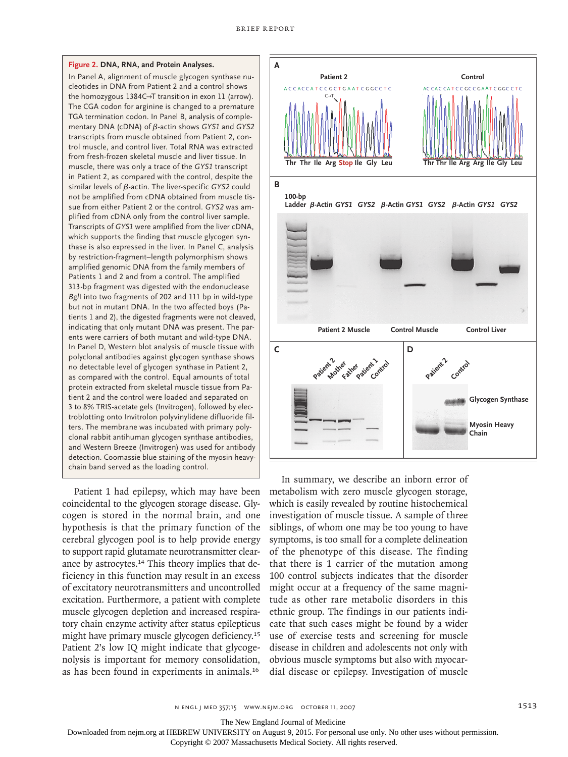**Figure 2. DNA, RNA, and Protein Analyses.**

In Panel A, alignment of muscle glycogen synthase nucleotides in DNA from Patient 2 and a control shows the homozygous 1384C→T transition in exon 11 (arrow). The CGA codon for arginine is changed to a premature TGA termination codon. In Panel B, analysis of complementary DNA (cDNA) of β-actin shows *GYS1* and *GYS2* transcripts from muscle obtained from Patient 2, control muscle, and control liver. Total RNA was extracted from fresh-frozen skeletal muscle and liver tissue. In muscle, there was only a trace of the *GYS1* transcript in Patient 2, as compared with the control, despite the similar levels of β-actin. The liver-specific *GYS2* could not be amplified from cDNA obtained from muscle tissue from either Patient 2 or the control. *GYS2* was amplified from cDNA only from the control liver sample. Transcripts of *GYS1* were amplified from the liver cDNA, which supports the finding that muscle glycogen synthase is also expressed in the liver. In Panel C, analysis by restriction-fragment–length polymorphism shows amplified genomic DNA from the family members of Patients 1 and 2 and from a control. The amplified 313-bp fragment was digested with the endonuclease *BglI* into two fragments of 202 and 111 bp in wild-type but not in mutant DNA. In the two affected boys (Patients 1 and 2), the digested fragments were not cleaved, indicating that only mutant DNA was present. The parents were carriers of both mutant and wild-type DNA. In Panel D, Western blot analysis of muscle tissue with polyclonal antibodies against glycogen synthase shows no detectable level of glycogen synthase in Patient 2, as compared with the control. Equal amounts of total protein extracted from skeletal muscle tissue from Patient 2 and the control were loaded and separated on 3 to 8% TRIS-acetate gels (Invitrogen), followed by electroblotting onto Invitrolon polyvinylidene difluoride filters. The membrane was incubated with primary polyclonal rabbit antihuman glycogen synthase antibodies, and Western Breeze (Invitrogen) was used for antibody detection. Coomassie blue staining of the myosin heavy-chain band served as the loading control.

Patient 1 had epilepsy, which may have been coincidental to the glycogen storage disease. Glycogen is stored in the normal brain, and one hypothesis is that the primary function of the cerebral glycogen pool is to help provide energy to support rapid glutamate neurotransmitter clearance by astrocytes.[14] This theory implies that deficiency in this function may result in an excess of excitatory neurotransmitters and uncontrolled excitation. Furthermore, a patient with complete muscle glycogen depletion and increased respiratory chain enzyme activity after status epilepticus might have primary muscle glycogen deficiency.[15] Patient 2's low IQ might indicate that glycogenolysis is important for memory consolidation, as has been found in experiments in animals.[16]

In summary, we describe an inborn error of metabolism with zero muscle glycogen storage, which is easily revealed by routine histochemical investigation of muscle tissue. A sample of three siblings, of whom one may be too young to have symptoms, is too small for a complete delineation of the phenotype of this disease. The finding that there is 1 carrier of the mutation among 100 control subjects indicates that the disorder might occur at a frequency of the same magnitude as other rare metabolic disorders in this ethnic group. The findings in our patients indicate that such cases might be found by a wider use of exercise tests and screening for muscle disease in children and adolescents not only with obvious muscle symptoms but also with myocardial disease or epilepsy. Investigation of muscle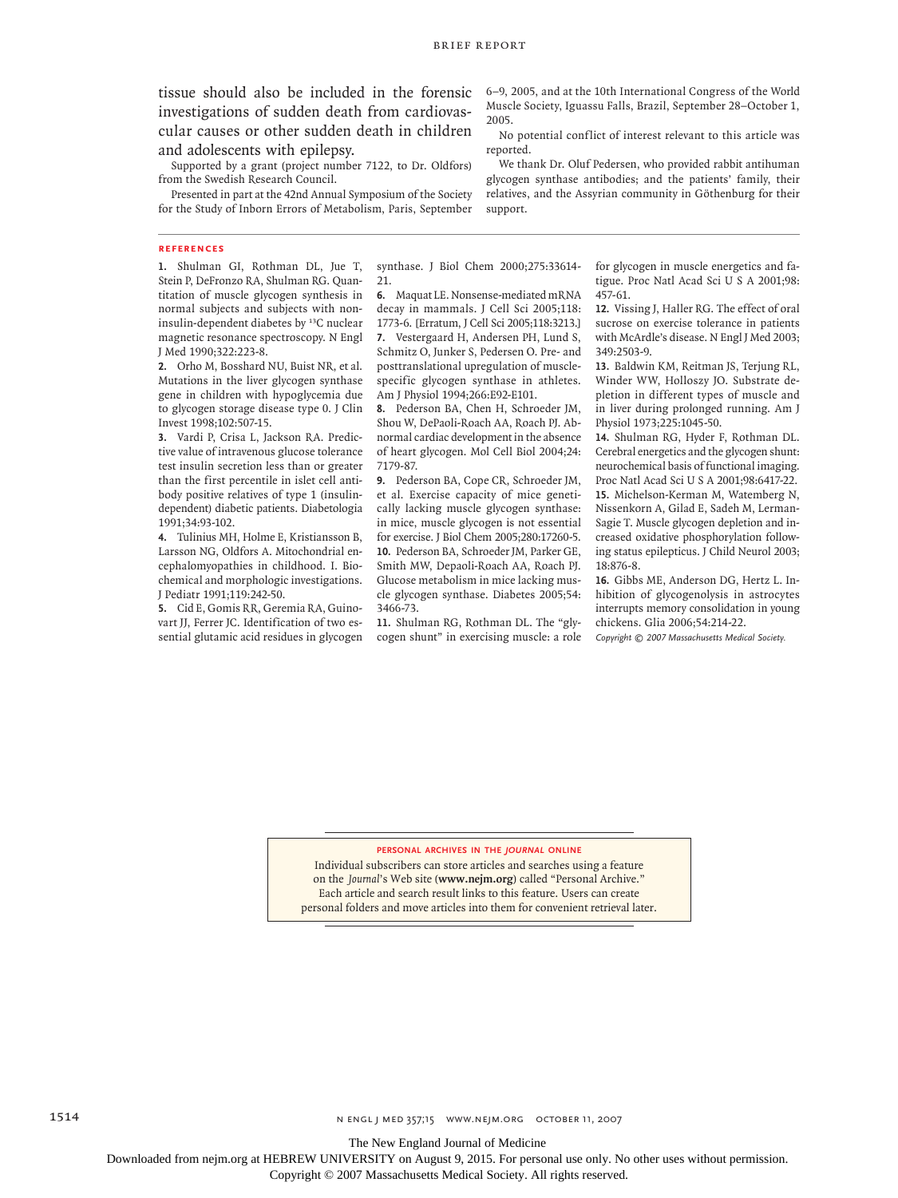tissue should also be included in the forensic investigations of sudden death from cardiovascular causes or other sudden death in children and adolescents with epilepsy.

Supported by a grant (project number 7122, to Dr. Oldfors) from the Swedish Research Council.

Presented in part at the 42nd Annual Symposium of the Society for the Study of Inborn Errors of Metabolism, Paris, September 6–9, 2005, and at the 10th International Congress of the World Muscle Society, Iguassu Falls, Brazil, September 28–October 1, 2005.

No potential conflict of interest relevant to this article was reported.

We thank Dr. Oluf Pedersen, who provided rabbit antihuman glycogen synthase antibodies; and the patients' family, their relatives, and the Assyrian community in Göthenburg for their support.

## References

1. Shulman GI, Rothman DL, Jue T, Stein P, DeFronzo RA, Shulman RG. Quantitation of muscle glycogen synthesis in normal subjects and subjects with non-insulin-dependent diabetes by $^{13}$C nuclear magnetic resonance spectroscopy. N Engl J Med 1990;322:223-8.
2. Orho M, Bosshard NU, Buist NR, et al. Mutations in the liver glycogen synthase gene in children with hypoglycemia due to glycogen storage disease type 0. J Clin Invest 1998;102:507-15.
3. Vardi P, Crisa L, Jackson RA. Predictive value of intravenous glucose tolerance test insulin secretion less than or greater than the first percentile in islet cell antibody positive relatives of type 1 (insulin-dependent) diabetic patients. Diabetologia 1991;34:93-102.
4. Tulinius MH, Holme E, Kristiansson B, Larsson NG, Oldfors A. Mitochondrial encephalomyopathies in childhood. I. Biochemical and morphologic investigations. J Pediatr 1991;119:242-50.
5. Cid E, Gomis RR, Geremia RA, Guinovart JJ, Ferrer JC. Identification of two essential glutamic acid residues in glycogen synthase. J Biol Chem 2000;275:33614-21.
6. Maquat LE. Nonsense-mediated mRNA decay in mammals. J Cell Sci 2005;118:1773-6. [Erratum, J Cell Sci 2005;118:3213.]
7. Vestergaard H, Andersen PH, Lund S, Schmitz O, Junker S, Pedersen O. Pre- and posttranslational upregulation of muscle-specific glycogen synthase in athletes. Am J Physiol 1994;266:E92-E101.
8. Pederson BA, Chen H, Schroeder JM, Shou W, DePaoli-Roach AA, Roach PJ. Abnormal cardiac development in the absence of heart glycogen. Mol Cell Biol 2004;24:7179-87.
9. Pederson BA, Cope CR, Schroeder JM, et al. Exercise capacity of mice genetically lacking muscle glycogen synthase: in mice, muscle glycogen is not essential for exercise. J Biol Chem 2005;280:17260-5.
10. Pederson BA, Schroeder JM, Parker GE, Smith MW, Depaoli-Roach AA, Roach PJ. Glucose metabolism in mice lacking muscle glycogen synthase. Diabetes 2005;54:3466-73.
11. Shulman RG, Rothman DL. The "glycogen shunt" in exercising muscle: a role for glycogen in muscle energetics and fatigue. Proc Natl Acad Sci U S A 2001;98:457-61.
12. Vissing J, Haller RG. The effect of oral sucrose on exercise tolerance in patients with McArdle's disease. N Engl J Med 2003;349:2503-9.
13. Baldwin KM, Reitman JS, Terjung RL, Winder WW, Holloszy JO. Substrate depletion in different types of muscle and in liver during prolonged running. Am J Physiol 1973;225:1045-50.
14. Shulman RG, Hyder F, Rothman DL. Cerebral energetics and the glycogen shunt: neurochemical basis of functional imaging. Proc Natl Acad Sci U S A 2001;98:6417-22.
15. Michelson-Kerman M, Watemberg N, Nissenkorn A, Gilad E, Sadeh M, Lerman-Sagie T. Muscle glycogen depletion and increased oxidative phosphorylation following status epilepticus. J Child Neurol 2003;18:876-8.
16. Gibbs ME, Anderson DG, Hertz L. Inhibition of glycogenolysis in astrocytes interrupts memory consolidation in young chickens. Glia 2006;54:214-22.

*Copyright © 2007 Massachusetts Medical Society.*

**PERSONAL ARCHIVES IN THE *JOURNAL* ONLINE**

Individual subscribers can store articles and searches using a feature on the *Journal*'s Web site (**www.nejm.org**) called "Personal Archive." Each article and search result links to this feature. Users can create personal folders and move articles into them for convenient retrieval later.